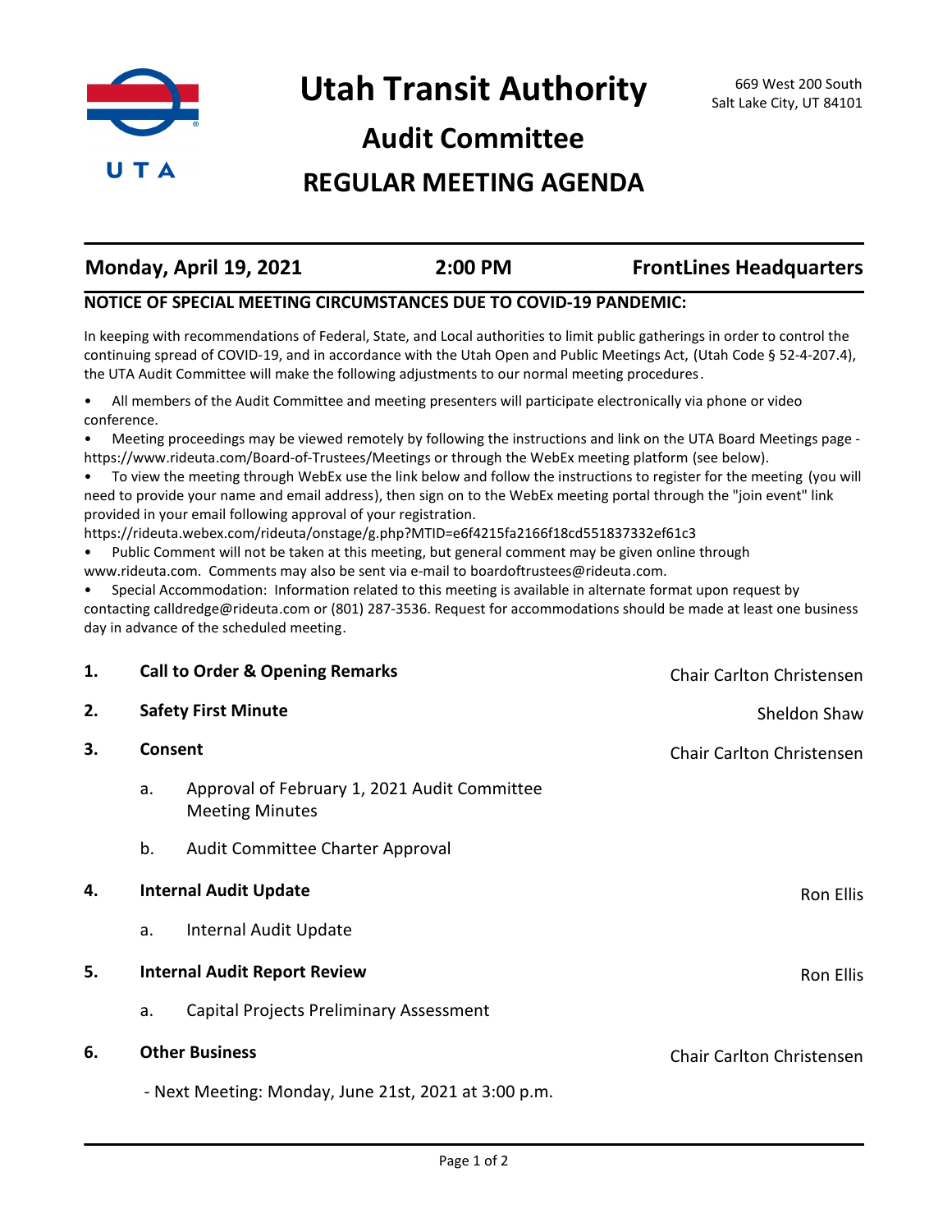# Utah Transit Authority

669 West 200 South
Salt Lake City, UT 84101

## Audit Committee

## REGULAR MEETING AGENDA

**Monday, April 19, 2021** | **2:00 PM** | **FrontLines Headquarters**

**NOTICE OF SPECIAL MEETING CIRCUMSTANCES DUE TO COVID-19 PANDEMIC:**

In keeping with recommendations of Federal, State, and Local authorities to limit public gatherings in order to control the continuing spread of COVID-19, and in accordance with the Utah Open and Public Meetings Act, (Utah Code § 52-4-207.4), the UTA Audit Committee will make the following adjustments to our normal meeting procedures.

- All members of the Audit Committee and meeting presenters will participate electronically via phone or video conference.
- Meeting proceedings may be viewed remotely by following the instructions and link on the UTA Board Meetings page - https://www.rideuta.com/Board-of-Trustees/Meetings or through the WebEx meeting platform (see below).
- To view the meeting through WebEx use the link below and follow the instructions to register for the meeting (you will need to provide your name and email address), then sign on to the WebEx meeting portal through the "join event" link provided in your email following approval of your registration.
https://rideuta.webex.com/rideuta/onstage/g.php?MTID=e6f4215fa2166f18cd551837332ef61c3
- Public Comment will not be taken at this meeting, but general comment may be given online through www.rideuta.com. Comments may also be sent via e-mail to boardoftrustees@rideuta.com.
- Special Accommodation: Information related to this meeting is available in alternate format upon request by contacting calldredge@rideuta.com or (801) 287-3536. Request for accommodations should be made at least one business day in advance of the scheduled meeting.

**1. Call to Order & Opening Remarks** — Chair Carlton Christensen

**2. Safety First Minute** — Sheldon Shaw

**3. Consent** — Chair Carlton Christensen

  a. Approval of February 1, 2021 Audit Committee Meeting Minutes

  b. Audit Committee Charter Approval

**4. Internal Audit Update** — Ron Ellis

  a. Internal Audit Update

**5. Internal Audit Report Review** — Ron Ellis

  a. Capital Projects Preliminary Assessment

**6. Other Business** — Chair Carlton Christensen

  - Next Meeting: Monday, June 21st, 2021 at 3:00 p.m.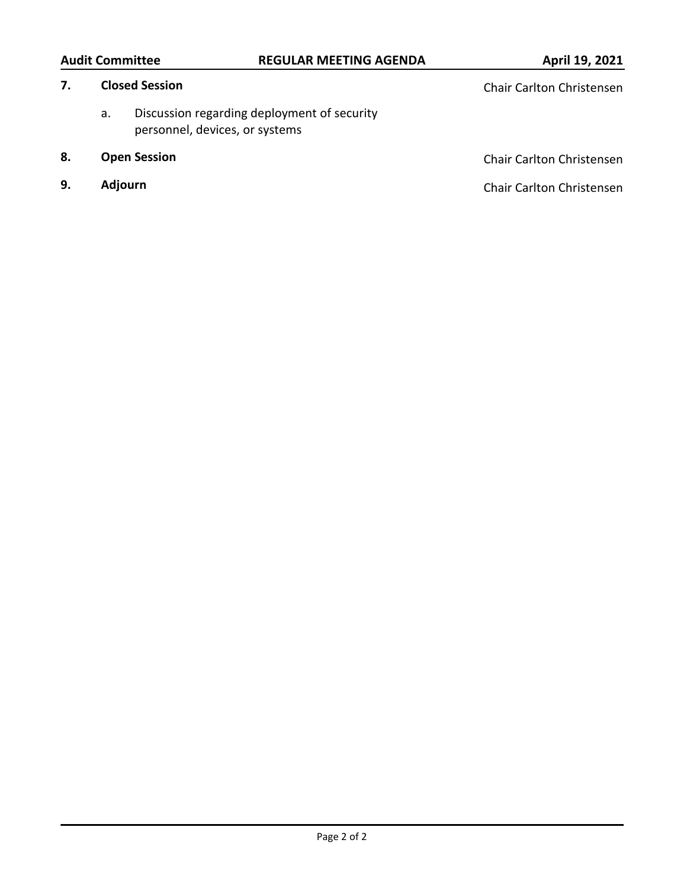**7. Closed Session** — Chair Carlton Christensen

   a. Discussion regarding deployment of security personnel, devices, or systems

**8. Open Session** — Chair Carlton Christensen

**9. Adjourn** — Chair Carlton Christensen